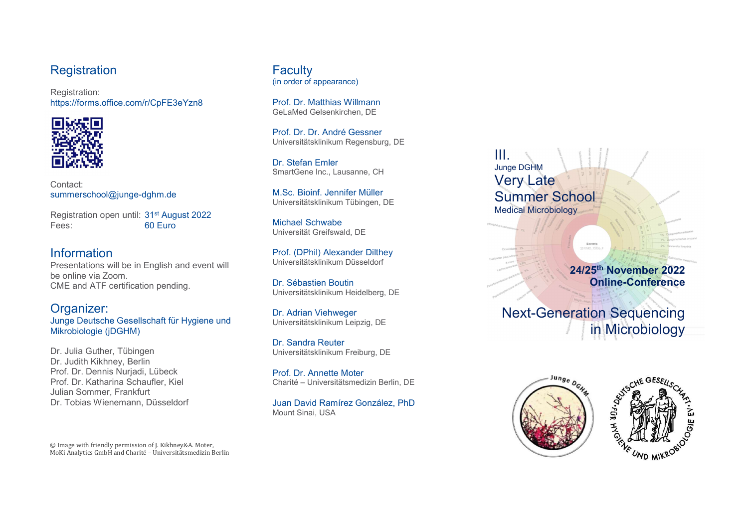## Registration

Registration:
https://forms.office.com/r/CpFE3eYzn8

Contact:
summerschool@junge-dghm.de

Registration open until: 31st August 2022
Fees: 60 Euro

## Information

Presentations will be in English and event will be online via Zoom.
CME and ATF certification pending.

## Organizer:

Junge Deutsche Gesellschaft für Hygiene und Mikrobiologie (jDGHM)

Dr. Julia Guther, Tübingen
Dr. Judith Kikhney, Berlin
Prof. Dr. Dennis Nurjadi, Lübeck
Prof. Dr. Katharina Schaufler, Kiel
Julian Sommer, Frankfurt
Dr. Tobias Wienemann, Düsseldorf

© Image with friendly permission of J. Kikhney&A. Moter, MoKi Analytics GmbH and Charité – Universitätsmedizin Berlin

## Faculty

(in order of appearance)

Prof. Dr. Matthias Willmann
GeLaMed Gelsenkirchen, DE

Prof. Dr. Dr. André Gessner
Universitätsklinikum Regensburg, DE

Dr. Stefan Emler
SmartGene Inc., Lausanne, CH

M.Sc. Bioinf. Jennifer Müller
Universitätsklinikum Tübingen, DE

Michael Schwabe
Universität Greifswald, DE

Prof. (DPhil) Alexander Dilthey
Universitätsklinikum Düsseldorf

Dr. Sébastien Boutin
Universitätsklinikum Heidelberg, DE

Dr. Adrian Viehweger
Universitätsklinikum Leipzig, DE

Dr. Sandra Reuter
Universitätsklinikum Freiburg, DE

Prof. Dr. Annette Moter
Charité – Universitätsmedizin Berlin, DE

Juan David Ramírez González, PhD
Mount Sinai, USA

# III.

Junge DGHM

# Very Late Summer School

Medical Microbiology

**24/25th November 2022**
**Online-Conference**

## Next-Generation Sequencing in Microbiology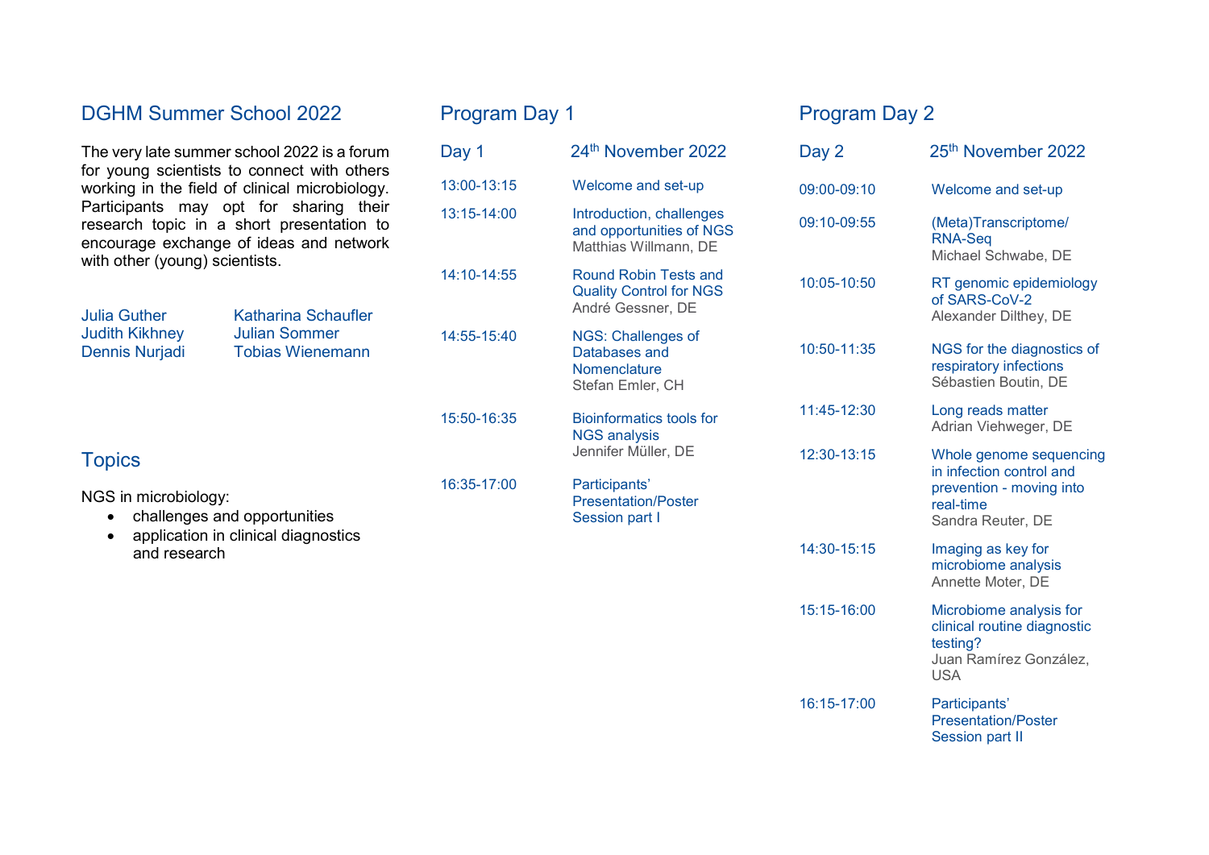## DGHM Summer School 2022

The very late summer school 2022 is a forum for young scientists to connect with others working in the field of clinical microbiology. Participants may opt for sharing their research topic in a short presentation to encourage exchange of ideas and network with other (young) scientists.

Julia Guther
Judith Kikhney
Dennis Nurjadi
Katharina Schaufler
Julian Sommer
Tobias Wienemann

## Topics

NGS in microbiology:

- challenges and opportunities
- application in clinical diagnostics and research

## Program Day 1

| Day 1 | 24th November 2022 |
|---|---|
| 13:00-13:15 | Welcome and set-up |
| 13:15-14:00 | Introduction, challenges and opportunities of NGS<br>Matthias Willmann, DE |
| 14:10-14:55 | Round Robin Tests and Quality Control for NGS<br>André Gessner, DE |
| 14:55-15:40 | NGS: Challenges of Databases and Nomenclature<br>Stefan Emler, CH |
| 15:50-16:35 | Bioinformatics tools for NGS analysis<br>Jennifer Müller, DE |
| 16:35-17:00 | Participants' Presentation/Poster Session part I |

## Program Day 2

| Day 2 | 25th November 2022 |
|---|---|
| 09:00-09:10 | Welcome and set-up |
| 09:10-09:55 | (Meta)Transcriptome/ RNA-Seq<br>Michael Schwabe, DE |
| 10:05-10:50 | RT genomic epidemiology of SARS-CoV-2<br>Alexander Dilthey, DE |
| 10:50-11:35 | NGS for the diagnostics of respiratory infections<br>Sébastien Boutin, DE |
| 11:45-12:30 | Long reads matter<br>Adrian Viehweger, DE |
| 12:30-13:15 | Whole genome sequencing in infection control and prevention - moving into real-time<br>Sandra Reuter, DE |
| 14:30-15:15 | Imaging as key for microbiome analysis<br>Annette Moter, DE |
| 15:15-16:00 | Microbiome analysis for clinical routine diagnostic testing?<br>Juan Ramírez González, USA |
| 16:15-17:00 | Participants' Presentation/Poster Session part II |